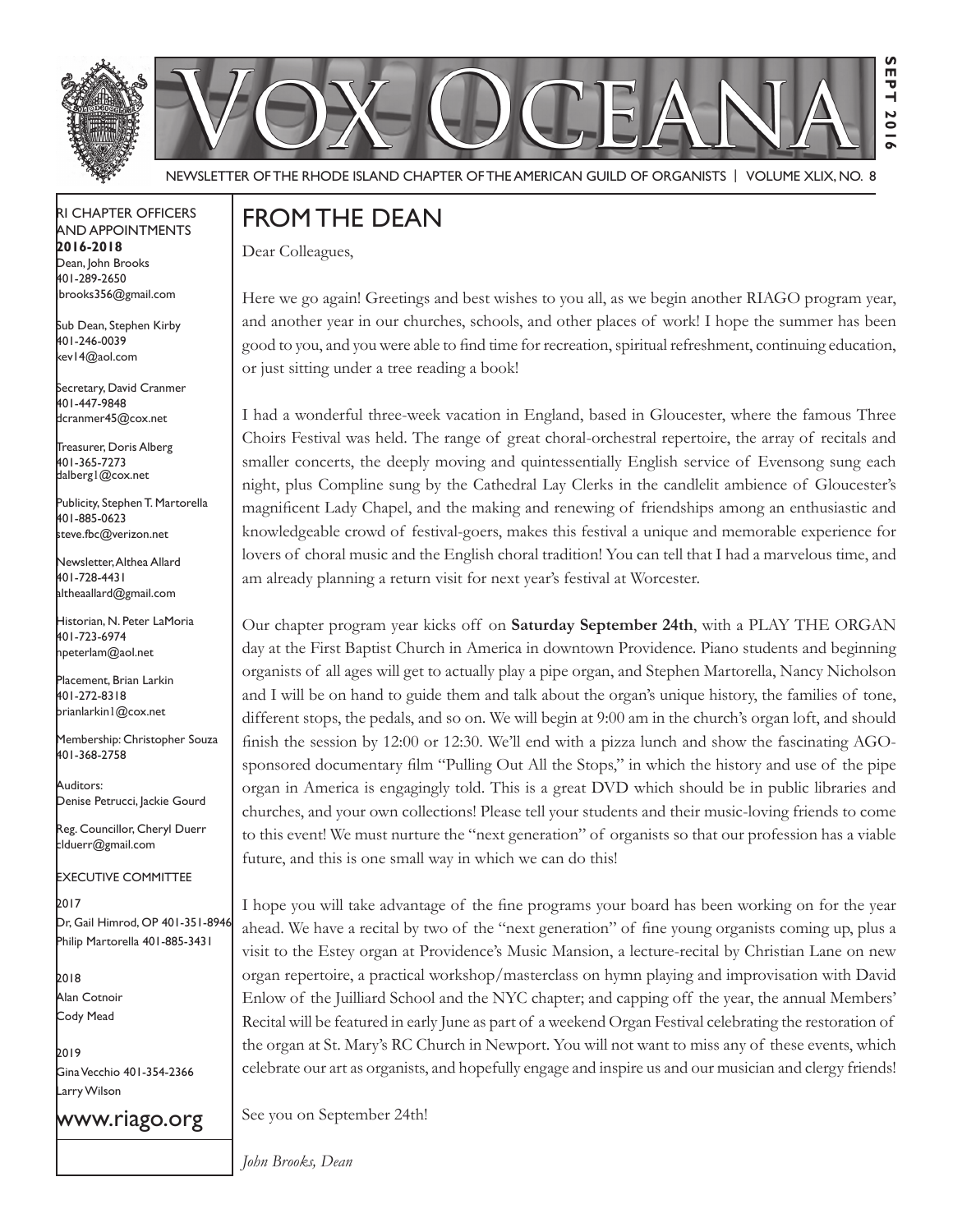# Vox Oceana

SEPT 2016

NEWSLETTER OF THE RHODE ISLAND CHAPTER OF THE AMERICAN GUILD OF ORGANISTS | VOLUME XLIX, NO. 8

RI CHAPTER OFFICERS AND APPOINTMENTS
**2016-2018**

Dean, John Brooks
401-289-2650
jbrooks356@gmail.com

Sub Dean, Stephen Kirby
401-246-0039
kev14@aol.com

Secretary, David Cranmer
401-447-9848
dcranmer45@cox.net

Treasurer, Doris Alberg
401-365-7273
dalberg1@cox.net

Publicity, Stephen T. Martorella
401-885-0623
steve.fbc@verizon.net

Newsletter, Althea Allard
401-728-4431
altheaallard@gmail.com

Historian, N. Peter LaMoria
401-723-6974
npeterlam@aol.net

Placement, Brian Larkin
401-272-8318
brianlarkin1@cox.net

Membership: Christopher Souza
401-368-2758

Auditors:
Denise Petrucci, Jackie Gourd

Reg. Councillor, Cheryl Duerr
clduerr@gmail.com

EXECUTIVE COMMITTEE

2017
Dr. Gail Himrod, OP 401-351-8946
Philip Martorella 401-885-3431

2018
Alan Cotnoir
Cody Mead

2019
Gina Vecchio 401-354-2366
Larry Wilson

www.riago.org

## FROM THE DEAN

Dear Colleagues,

Here we go again! Greetings and best wishes to you all, as we begin another RIAGO program year, and another year in our churches, schools, and other places of work! I hope the summer has been good to you, and you were able to find time for recreation, spiritual refreshment, continuing education, or just sitting under a tree reading a book!

I had a wonderful three-week vacation in England, based in Gloucester, where the famous Three Choirs Festival was held. The range of great choral-orchestral repertoire, the array of recitals and smaller concerts, the deeply moving and quintessentially English service of Evensong sung each night, plus Compline sung by the Cathedral Lay Clerks in the candlelit ambience of Gloucester's magnificent Lady Chapel, and the making and renewing of friendships among an enthusiastic and knowledgeable crowd of festival-goers, makes this festival a unique and memorable experience for lovers of choral music and the English choral tradition! You can tell that I had a marvelous time, and am already planning a return visit for next year's festival at Worcester.

Our chapter program year kicks off on **Saturday September 24th**, with a PLAY THE ORGAN day at the First Baptist Church in America in downtown Providence. Piano students and beginning organists of all ages will get to actually play a pipe organ, and Stephen Martorella, Nancy Nicholson and I will be on hand to guide them and talk about the organ's unique history, the families of tone, different stops, the pedals, and so on. We will begin at 9:00 am in the church's organ loft, and should finish the session by 12:00 or 12:30. We'll end with a pizza lunch and show the fascinating AGO-sponsored documentary film "Pulling Out All the Stops," in which the history and use of the pipe organ in America is engagingly told. This is a great DVD which should be in public libraries and churches, and your own collections! Please tell your students and their music-loving friends to come to this event! We must nurture the "next generation" of organists so that our profession has a viable future, and this is one small way in which we can do this!

I hope you will take advantage of the fine programs your board has been working on for the year ahead. We have a recital by two of the "next generation" of fine young organists coming up, plus a visit to the Estey organ at Providence's Music Mansion, a lecture-recital by Christian Lane on new organ repertoire, a practical workshop/masterclass on hymn playing and improvisation with David Enlow of the Juilliard School and the NYC chapter; and capping off the year, the annual Members' Recital will be featured in early June as part of a weekend Organ Festival celebrating the restoration of the organ at St. Mary's RC Church in Newport. You will not want to miss any of these events, which celebrate our art as organists, and hopefully engage and inspire us and our musician and clergy friends!

See you on September 24th!

*John Brooks, Dean*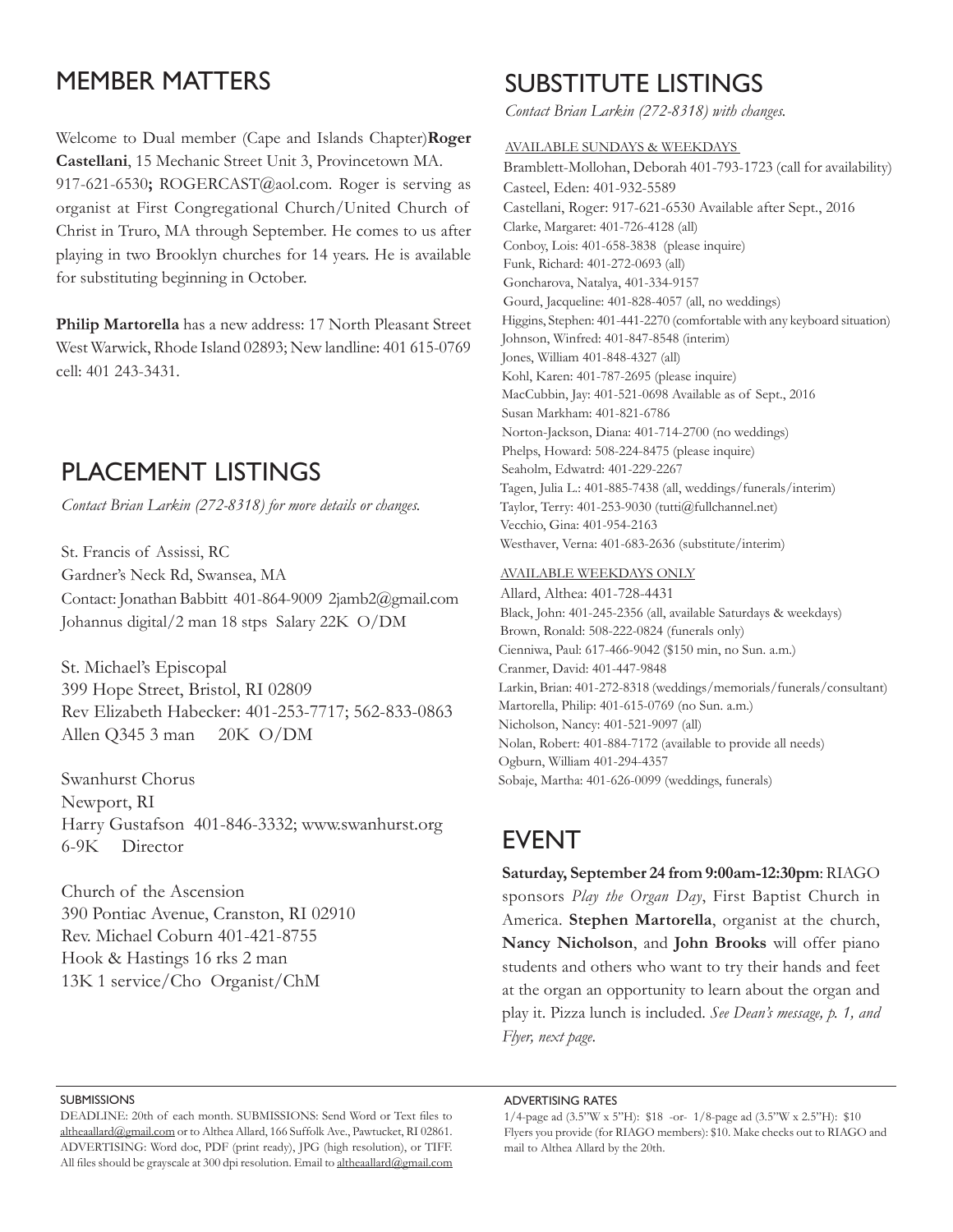## MEMBER MATTERS

Welcome to Dual member (Cape and Islands Chapter)**Roger Castellani**, 15 Mechanic Street Unit 3, Provincetown MA. 917-621-6530**;** ROGERCAST@aol.com. Roger is serving as organist at First Congregational Church/United Church of Christ in Truro, MA through September. He comes to us after playing in two Brooklyn churches for 14 years. He is available for substituting beginning in October.

**Philip Martorella** has a new address: 17 North Pleasant Street West Warwick, Rhode Island 02893; New landline: 401 615-0769 cell: 401 243-3431.

## PLACEMENT LISTINGS

*Contact Brian Larkin (272-8318) for more details or changes.*

St. Francis of Assissi, RC
Gardner's Neck Rd, Swansea, MA
Contact: Jonathan Babbitt 401-864-9009 2jamb2@gmail.com
Johannus digital/2 man 18 stps Salary 22K O/DM

St. Michael's Episcopal
399 Hope Street, Bristol, RI 02809
Rev Elizabeth Habecker: 401-253-7717; 562-833-0863
Allen Q345 3 man 20K O/DM

Swanhurst Chorus
Newport, RI
Harry Gustafson 401-846-3332; www.swanhurst.org
6-9K Director

Church of the Ascension
390 Pontiac Avenue, Cranston, RI 02910
Rev. Michael Coburn 401-421-8755
Hook & Hastings 16 rks 2 man
13K 1 service/Cho Organist/ChM

## SUBSTITUTE LISTINGS

*Contact Brian Larkin (272-8318) with changes.*

AVAILABLE SUNDAYS & WEEKDAYS

Bramblett-Mollohan, Deborah 401-793-1723 (call for availability)
Casteel, Eden: 401-932-5589
Castellani, Roger: 917-621-6530 Available after Sept., 2016
Clarke, Margaret: 401-726-4128 (all)
Conboy, Lois: 401-658-3838 (please inquire)
Funk, Richard: 401-272-0693 (all)
Goncharova, Natalya, 401-334-9157
Gourd, Jacqueline: 401-828-4057 (all, no weddings)
Higgins, Stephen: 401-441-2270 (comfortable with any keyboard situation)
Johnson, Winfred: 401-847-8548 (interim)
Jones, William 401-848-4327 (all)
Kohl, Karen: 401-787-2695 (please inquire)
MacCubbin, Jay: 401-521-0698 Available as of Sept., 2016
Susan Markham: 401-821-6786
Norton-Jackson, Diana: 401-714-2700 (no weddings)
Phelps, Howard: 508-224-8475 (please inquire)
Seaholm, Edwatrd: 401-229-2267
Tagen, Julia L.: 401-885-7438 (all, weddings/funerals/interim)
Taylor, Terry: 401-253-9030 (tutti@fullchannel.net)
Vecchio, Gina: 401-954-2163
Westhaver, Verna: 401-683-2636 (substitute/interim)

AVAILABLE WEEKDAYS ONLY

Allard, Althea: 401-728-4431
Black, John: 401-245-2356 (all, available Saturdays & weekdays)
Brown, Ronald: 508-222-0824 (funerals only)
Cienniwa, Paul: 617-466-9042 ($150 min, no Sun. a.m.)
Cranmer, David: 401-447-9848
Larkin, Brian: 401-272-8318 (weddings/memorials/funerals/consultant)
Martorella, Philip: 401-615-0769 (no Sun. a.m.)
Nicholson, Nancy: 401-521-9097 (all)
Nolan, Robert: 401-884-7172 (available to provide all needs)
Ogburn, William 401-294-4357
Sobaje, Martha: 401-626-0099 (weddings, funerals)

## EVENT

**Saturday, September 24 from 9:00am-12:30pm**: RIAGO sponsors *Play the Organ Day*, First Baptist Church in America. **Stephen Martorella**, organist at the church, **Nancy Nicholson**, and **John Brooks** will offer piano students and others who want to try their hands and feet at the organ an opportunity to learn about the organ and play it. Pizza lunch is included. *See Dean's message, p. 1, and Flyer, next page.*

SUBMISSIONS

DEADLINE: 20th of each month. SUBMISSIONS: Send Word or Text files to altheaallard@gmail.com or to Althea Allard, 166 Suffolk Ave., Pawtucket, RI 02861. ADVERTISING: Word doc, PDF (print ready), JPG (high resolution), or TIFF. All files should be grayscale at 300 dpi resolution. Email to altheaallard@gmail.com

ADVERTISING RATES

1/4-page ad (3.5"W x 5"H): $18 -or- 1/8-page ad (3.5"W x 2.5"H): $10
Flyers you provide (for RIAGO members): $10. Make checks out to RIAGO and mail to Althea Allard by the 20th.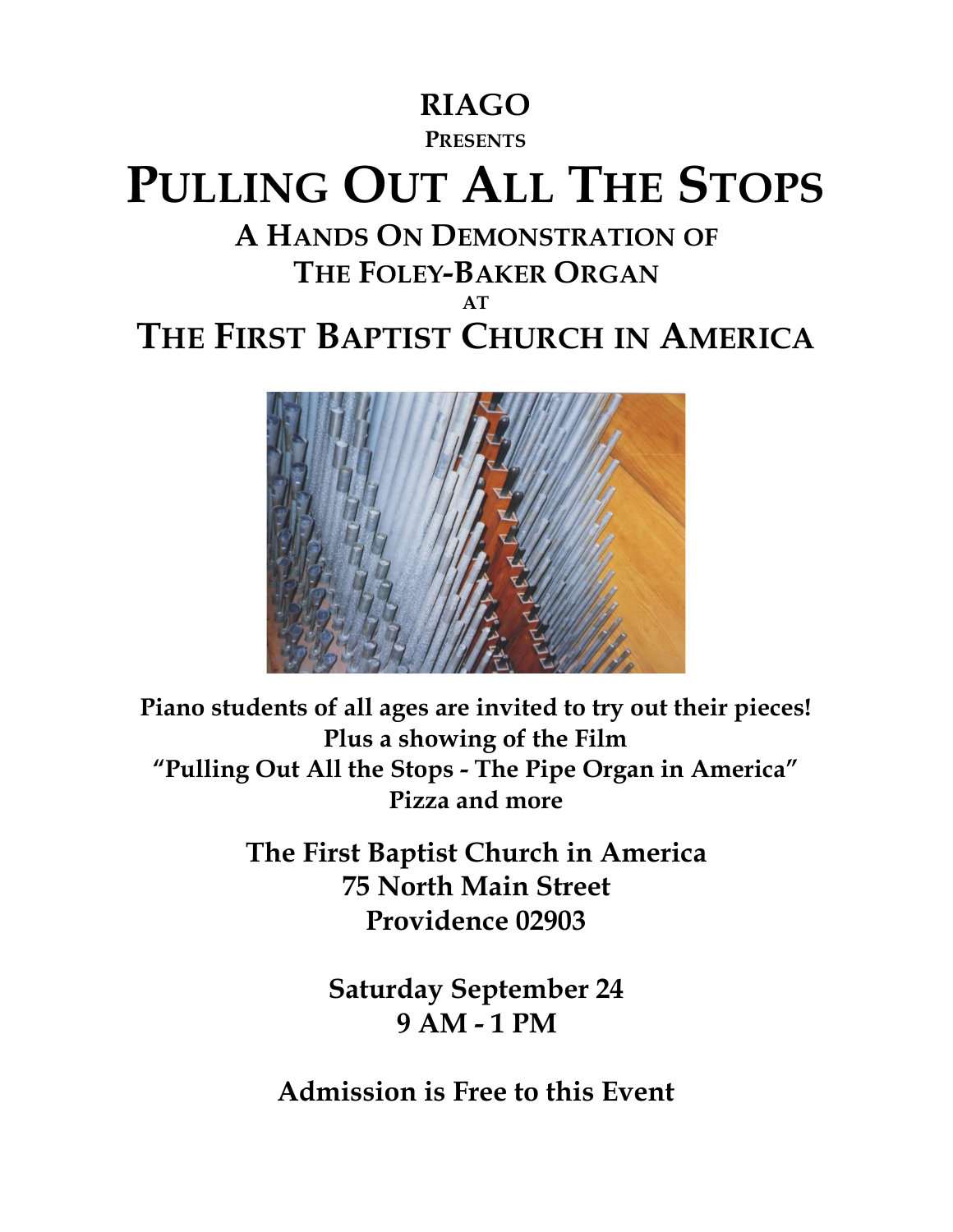# RIAGO

**PRESENTS**

# PULLING OUT ALL THE STOPS

## A HANDS ON DEMONSTRATION OF THE FOLEY-BAKER ORGAN

**AT**

## THE FIRST BAPTIST CHURCH IN AMERICA

**Piano students of all ages are invited to try out their pieces!**
**Plus a showing of the Film**
**"Pulling Out All the Stops - The Pipe Organ in America"**
**Pizza and more**

**The First Baptist Church in America**
**75 North Main Street**
**Providence 02903**

**Saturday September 24**
**9 AM - 1 PM**

**Admission is Free to this Event**